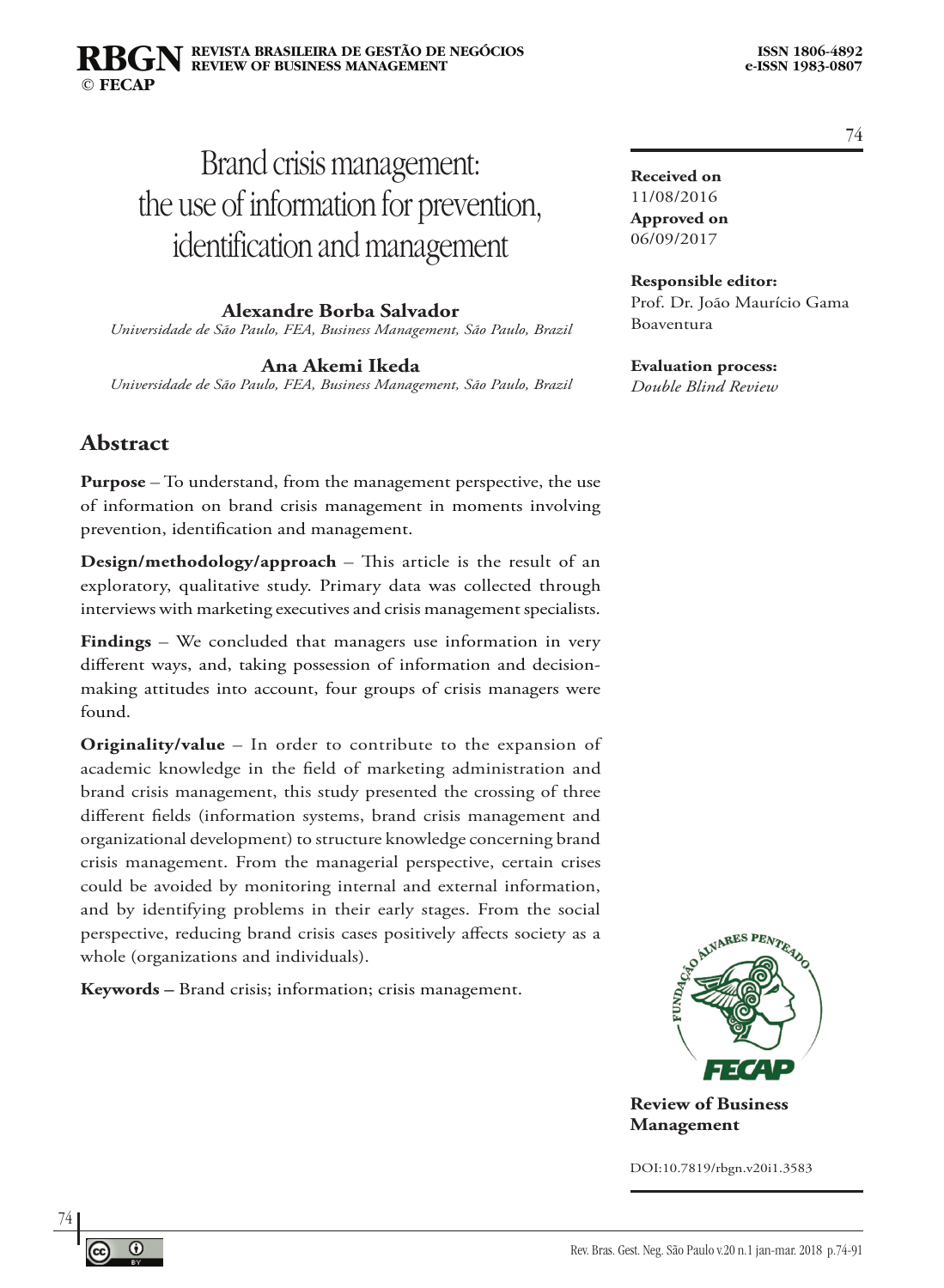# Brand crisis management: the use of information for prevention, identification and management

**Alexandre Borba Salvador**
*Universidade de São Paulo, FEA, Business Management, São Paulo, Brazil*

**Ana Akemi Ikeda**
*Universidade de São Paulo, FEA, Business Management, São Paulo, Brazil*

**Received on**
11/08/2016
**Approved on**
06/09/2017

**Responsible editor:**
Prof. Dr. João Maurício Gama Boaventura

**Evaluation process:**
*Double Blind Review*

## Abstract

**Purpose** – To understand, from the management perspective, the use of information on brand crisis management in moments involving prevention, identification and management.

**Design/methodology/approach** – This article is the result of an exploratory, qualitative study. Primary data was collected through interviews with marketing executives and crisis management specialists.

**Findings** – We concluded that managers use information in very different ways, and, taking possession of information and decision-making attitudes into account, four groups of crisis managers were found.

**Originality/value** – In order to contribute to the expansion of academic knowledge in the field of marketing administration and brand crisis management, this study presented the crossing of three different fields (information systems, brand crisis management and organizational development) to structure knowledge concerning brand crisis management. From the managerial perspective, certain crises could be avoided by monitoring internal and external information, and by identifying problems in their early stages. From the social perspective, reducing brand crisis cases positively affects society as a whole (organizations and individuals).

**Keywords –** Brand crisis; information; crisis management.

**Review of Business Management**

DOI:10.7819/rbgn.v20i1.3583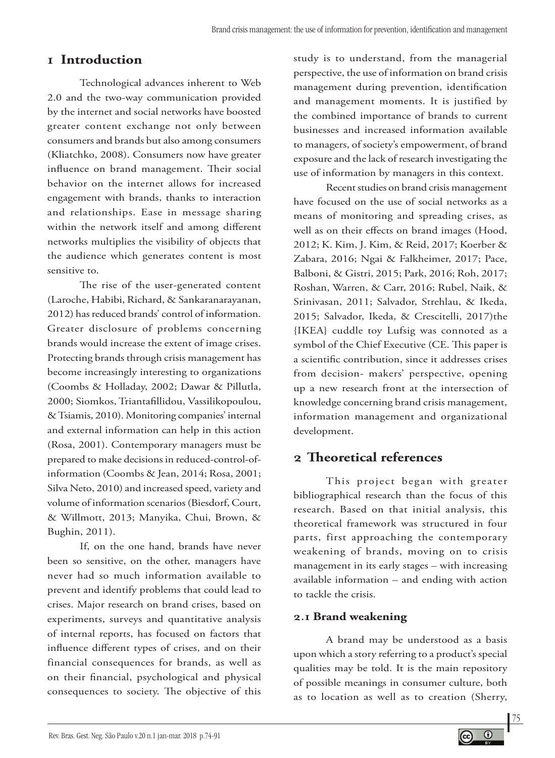# 1 Introduction

Technological advances inherent to Web 2.0 and the two-way communication provided by the internet and social networks have boosted greater content exchange not only between consumers and brands but also among consumers (Kliatchko, 2008). Consumers now have greater influence on brand management. Their social behavior on the internet allows for increased engagement with brands, thanks to interaction and relationships. Ease in message sharing within the network itself and among different networks multiplies the visibility of objects that the audience which generates content is most sensitive to.

The rise of the user-generated content (Laroche, Habibi, Richard, & Sankaranarayanan, 2012) has reduced brands' control of information. Greater disclosure of problems concerning brands would increase the extent of image crises. Protecting brands through crisis management has become increasingly interesting to organizations (Coombs & Holladay, 2002; Dawar & Pillutla, 2000; Siomkos, Triantafillidou, Vassilikopoulou, & Tsiamis, 2010). Monitoring companies' internal and external information can help in this action (Rosa, 2001). Contemporary managers must be prepared to make decisions in reduced-control-of-information (Coombs & Jean, 2014; Rosa, 2001; Silva Neto, 2010) and increased speed, variety and volume of information scenarios (Biesdorf, Court, & Willmott, 2013; Manyika, Chui, Brown, & Bughin, 2011).

If, on the one hand, brands have never been so sensitive, on the other, managers have never had so much information available to prevent and identify problems that could lead to crises. Major research on brand crises, based on experiments, surveys and quantitative analysis of internal reports, has focused on factors that influence different types of crises, and on their financial consequences for brands, as well as on their financial, psychological and physical consequences to society. The objective of this study is to understand, from the managerial perspective, the use of information on brand crisis management during prevention, identification and management moments. It is justified by the combined importance of brands to current businesses and increased information available to managers, of society's empowerment, of brand exposure and the lack of research investigating the use of information by managers in this context.

Recent studies on brand crisis management have focused on the use of social networks as a means of monitoring and spreading crises, as well as on their effects on brand images (Hood, 2012; K. Kim, J. Kim, & Reid, 2017; Koerber & Zabara, 2016; Ngai & Falkheimer, 2017; Pace, Balboni, & Gistri, 2015; Park, 2016; Roh, 2017; Roshan, Warren, & Carr, 2016; Rubel, Naik, & Srinivasan, 2011; Salvador, Strehlau, & Ikeda, 2015; Salvador, Ikeda, & Crescitelli, 2017)the {IKEA} cuddle toy Lufsig was connoted as a symbol of the Chief Executive (CE. This paper is a scientific contribution, since it addresses crises from decision- makers' perspective, opening up a new research front at the intersection of knowledge concerning brand crisis management, information management and organizational development.

# 2 Theoretical references

This project began with greater bibliographical research than the focus of this research. Based on that initial analysis, this theoretical framework was structured in four parts, first approaching the contemporary weakening of brands, moving on to crisis management in its early stages – with increasing available information – and ending with action to tackle the crisis.

## 2.1 Brand weakening

A brand may be understood as a basis upon which a story referring to a product's special qualities may be told. It is the main repository of possible meanings in consumer culture, both as to location as well as to creation (Sherry,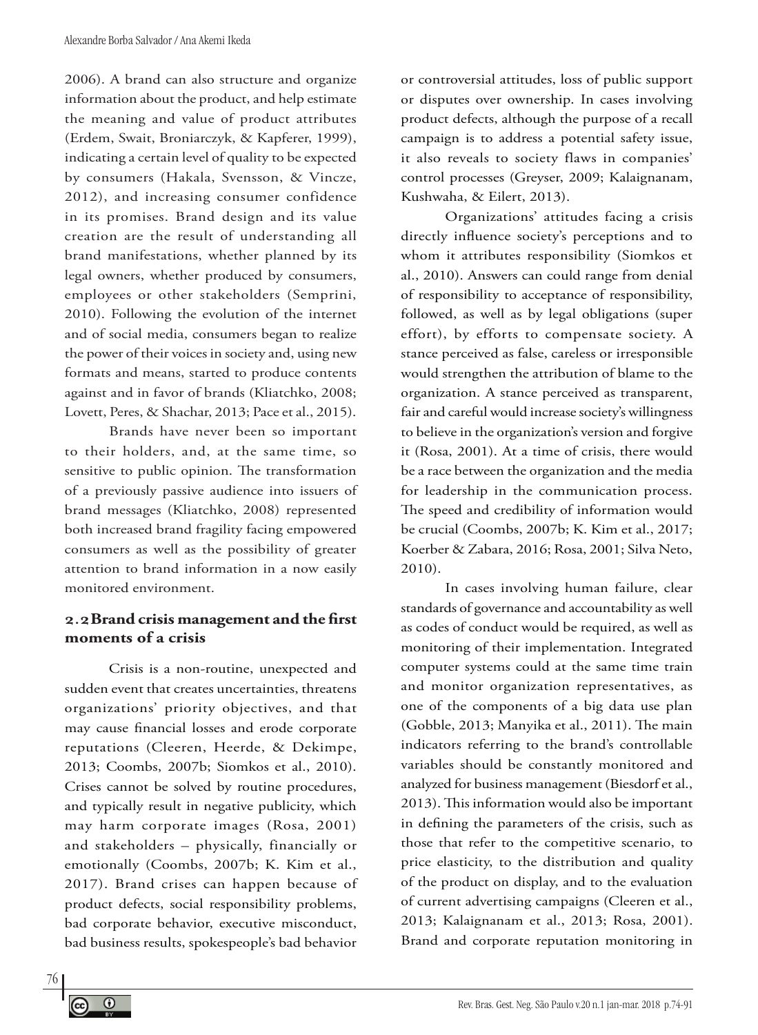2006). A brand can also structure and organize information about the product, and help estimate the meaning and value of product attributes (Erdem, Swait, Broniarczyk, & Kapferer, 1999), indicating a certain level of quality to be expected by consumers (Hakala, Svensson, & Vincze, 2012), and increasing consumer confidence in its promises. Brand design and its value creation are the result of understanding all brand manifestations, whether planned by its legal owners, whether produced by consumers, employees or other stakeholders (Semprini, 2010). Following the evolution of the internet and of social media, consumers began to realize the power of their voices in society and, using new formats and means, started to produce contents against and in favor of brands (Kliatchko, 2008; Lovett, Peres, & Shachar, 2013; Pace et al., 2015).

Brands have never been so important to their holders, and, at the same time, so sensitive to public opinion. The transformation of a previously passive audience into issuers of brand messages (Kliatchko, 2008) represented both increased brand fragility facing empowered consumers as well as the possibility of greater attention to brand information in a now easily monitored environment.

## 2.2 Brand crisis management and the first moments of a crisis

Crisis is a non-routine, unexpected and sudden event that creates uncertainties, threatens organizations' priority objectives, and that may cause financial losses and erode corporate reputations (Cleeren, Heerde, & Dekimpe, 2013; Coombs, 2007b; Siomkos et al., 2010). Crises cannot be solved by routine procedures, and typically result in negative publicity, which may harm corporate images (Rosa, 2001) and stakeholders – physically, financially or emotionally (Coombs, 2007b; K. Kim et al., 2017). Brand crises can happen because of product defects, social responsibility problems, bad corporate behavior, executive misconduct, bad business results, spokespeople's bad behavior or controversial attitudes, loss of public support or disputes over ownership. In cases involving product defects, although the purpose of a recall campaign is to address a potential safety issue, it also reveals to society flaws in companies' control processes (Greyser, 2009; Kalaignanam, Kushwaha, & Eilert, 2013).

Organizations' attitudes facing a crisis directly influence society's perceptions and to whom it attributes responsibility (Siomkos et al., 2010). Answers can could range from denial of responsibility to acceptance of responsibility, followed, as well as by legal obligations (super effort), by efforts to compensate society. A stance perceived as false, careless or irresponsible would strengthen the attribution of blame to the organization. A stance perceived as transparent, fair and careful would increase society's willingness to believe in the organization's version and forgive it (Rosa, 2001). At a time of crisis, there would be a race between the organization and the media for leadership in the communication process. The speed and credibility of information would be crucial (Coombs, 2007b; K. Kim et al., 2017; Koerber & Zabara, 2016; Rosa, 2001; Silva Neto, 2010).

In cases involving human failure, clear standards of governance and accountability as well as codes of conduct would be required, as well as monitoring of their implementation. Integrated computer systems could at the same time train and monitor organization representatives, as one of the components of a big data use plan (Gobble, 2013; Manyika et al., 2011). The main indicators referring to the brand's controllable variables should be constantly monitored and analyzed for business management (Biesdorf et al., 2013). This information would also be important in defining the parameters of the crisis, such as those that refer to the competitive scenario, to price elasticity, to the distribution and quality of the product on display, and to the evaluation of current advertising campaigns (Cleeren et al., 2013; Kalaignanam et al., 2013; Rosa, 2001). Brand and corporate reputation monitoring in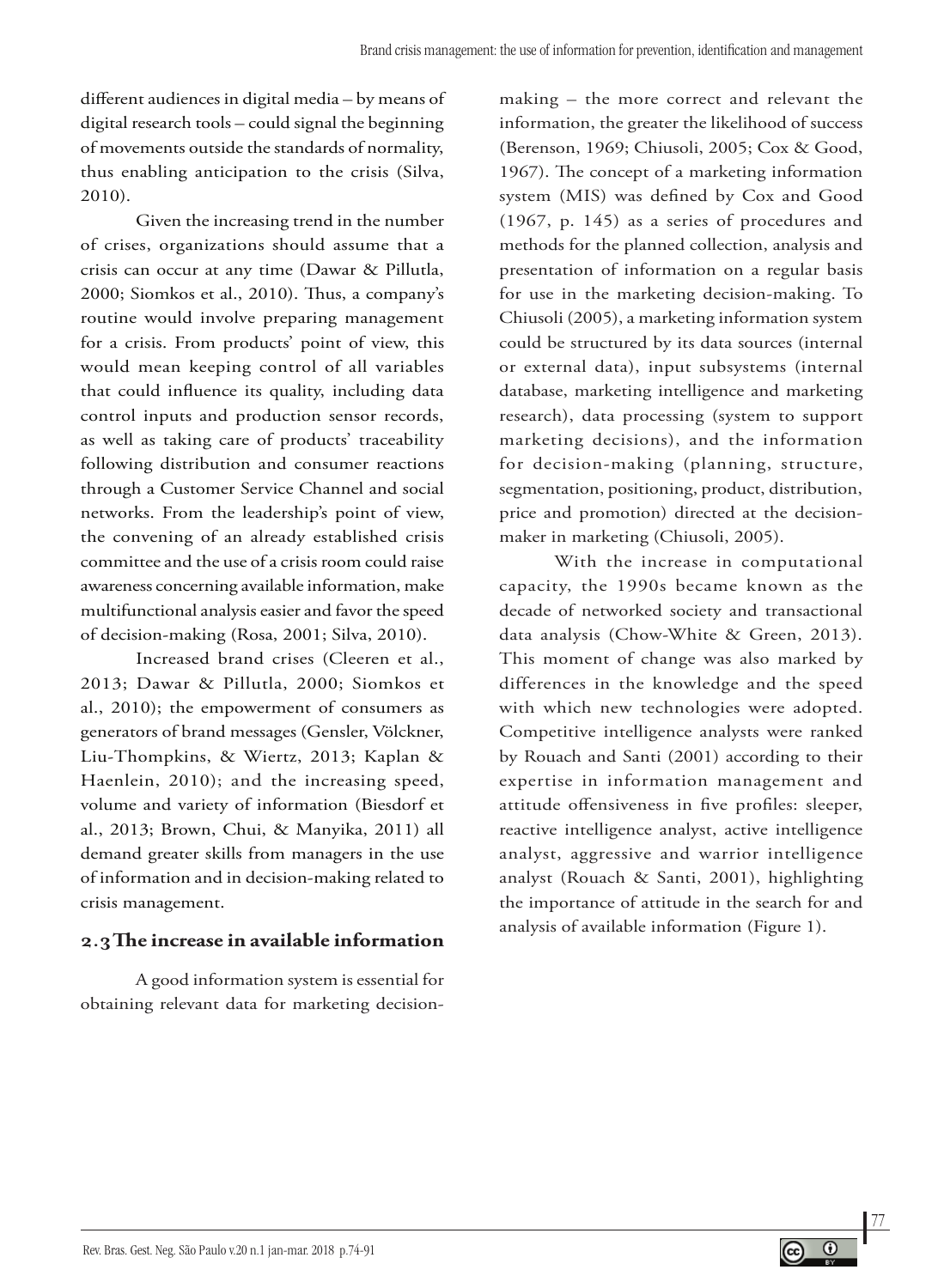different audiences in digital media – by means of digital research tools – could signal the beginning of movements outside the standards of normality, thus enabling anticipation to the crisis (Silva, 2010).

Given the increasing trend in the number of crises, organizations should assume that a crisis can occur at any time (Dawar & Pillutla, 2000; Siomkos et al., 2010). Thus, a company's routine would involve preparing management for a crisis. From products' point of view, this would mean keeping control of all variables that could influence its quality, including data control inputs and production sensor records, as well as taking care of products' traceability following distribution and consumer reactions through a Customer Service Channel and social networks. From the leadership's point of view, the convening of an already established crisis committee and the use of a crisis room could raise awareness concerning available information, make multifunctional analysis easier and favor the speed of decision-making (Rosa, 2001; Silva, 2010).

Increased brand crises (Cleeren et al., 2013; Dawar & Pillutla, 2000; Siomkos et al., 2010); the empowerment of consumers as generators of brand messages (Gensler, Völckner, Liu-Thompkins, & Wiertz, 2013; Kaplan & Haenlein, 2010); and the increasing speed, volume and variety of information (Biesdorf et al., 2013; Brown, Chui, & Manyika, 2011) all demand greater skills from managers in the use of information and in decision-making related to crisis management.

## 2.3 The increase in available information

A good information system is essential for obtaining relevant data for marketing decision-making – the more correct and relevant the information, the greater the likelihood of success (Berenson, 1969; Chiusoli, 2005; Cox & Good, 1967). The concept of a marketing information system (MIS) was defined by Cox and Good (1967, p. 145) as a series of procedures and methods for the planned collection, analysis and presentation of information on a regular basis for use in the marketing decision-making. To Chiusoli (2005), a marketing information system could be structured by its data sources (internal or external data), input subsystems (internal database, marketing intelligence and marketing research), data processing (system to support marketing decisions), and the information for decision-making (planning, structure, segmentation, positioning, product, distribution, price and promotion) directed at the decision-maker in marketing (Chiusoli, 2005).

With the increase in computational capacity, the 1990s became known as the decade of networked society and transactional data analysis (Chow-White & Green, 2013). This moment of change was also marked by differences in the knowledge and the speed with which new technologies were adopted. Competitive intelligence analysts were ranked by Rouach and Santi (2001) according to their expertise in information management and attitude offensiveness in five profiles: sleeper, reactive intelligence analyst, active intelligence analyst, aggressive and warrior intelligence analyst (Rouach & Santi, 2001), highlighting the importance of attitude in the search for and analysis of available information (Figure 1).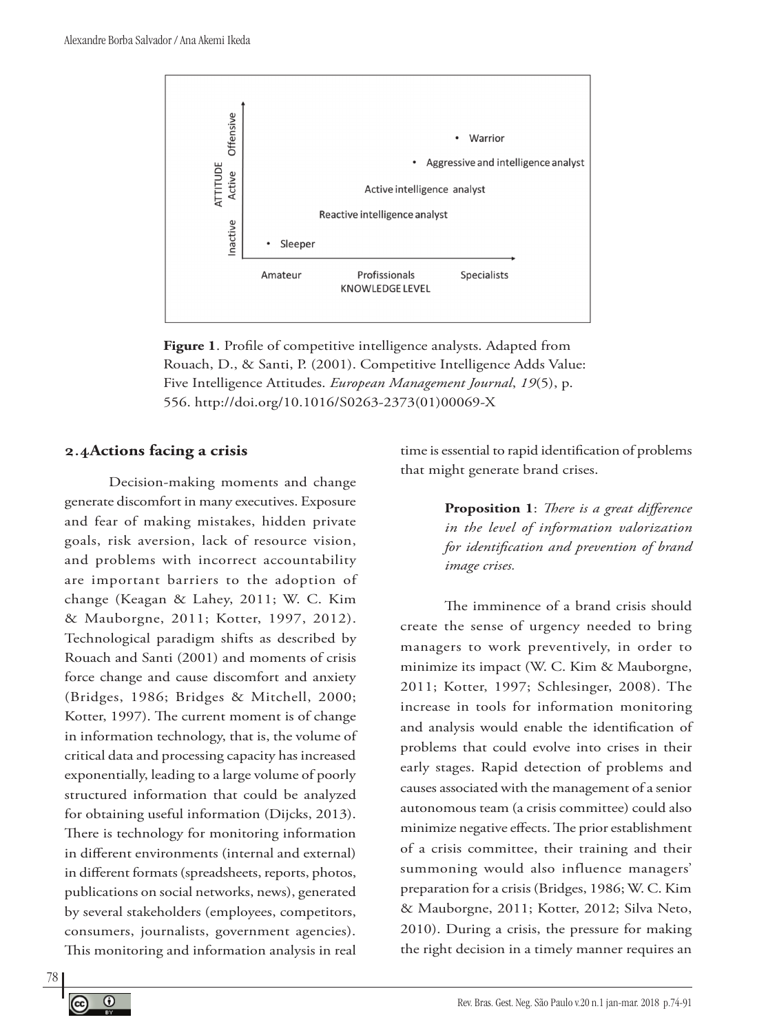**Figure 1**. Profile of competitive intelligence analysts. Adapted from Rouach, D., & Santi, P. (2001). Competitive Intelligence Adds Value: Five Intelligence Attitudes. *European Management Journal*, *19*(5), p. 556. http://doi.org/10.1016/S0263-2373(01)00069-X

## 2.4Actions facing a crisis

Decision-making moments and change generate discomfort in many executives. Exposure and fear of making mistakes, hidden private goals, risk aversion, lack of resource vision, and problems with incorrect accountability are important barriers to the adoption of change (Keagan & Lahey, 2011; W. C. Kim & Mauborgne, 2011; Kotter, 1997, 2012). Technological paradigm shifts as described by Rouach and Santi (2001) and moments of crisis force change and cause discomfort and anxiety (Bridges, 1986; Bridges & Mitchell, 2000; Kotter, 1997). The current moment is of change in information technology, that is, the volume of critical data and processing capacity has increased exponentially, leading to a large volume of poorly structured information that could be analyzed for obtaining useful information (Dijcks, 2013). There is technology for monitoring information in different environments (internal and external) in different formats (spreadsheets, reports, photos, publications on social networks, news), generated by several stakeholders (employees, competitors, consumers, journalists, government agencies). This monitoring and information analysis in real time is essential to rapid identification of problems that might generate brand crises.

> **Proposition 1**: *There is a great difference in the level of information valorization for identification and prevention of brand image crises.*

The imminence of a brand crisis should create the sense of urgency needed to bring managers to work preventively, in order to minimize its impact (W. C. Kim & Mauborgne, 2011; Kotter, 1997; Schlesinger, 2008). The increase in tools for information monitoring and analysis would enable the identification of problems that could evolve into crises in their early stages. Rapid detection of problems and causes associated with the management of a senior autonomous team (a crisis committee) could also minimize negative effects. The prior establishment of a crisis committee, their training and their summoning would also influence managers' preparation for a crisis (Bridges, 1986; W. C. Kim & Mauborgne, 2011; Kotter, 2012; Silva Neto, 2010). During a crisis, the pressure for making the right decision in a timely manner requires an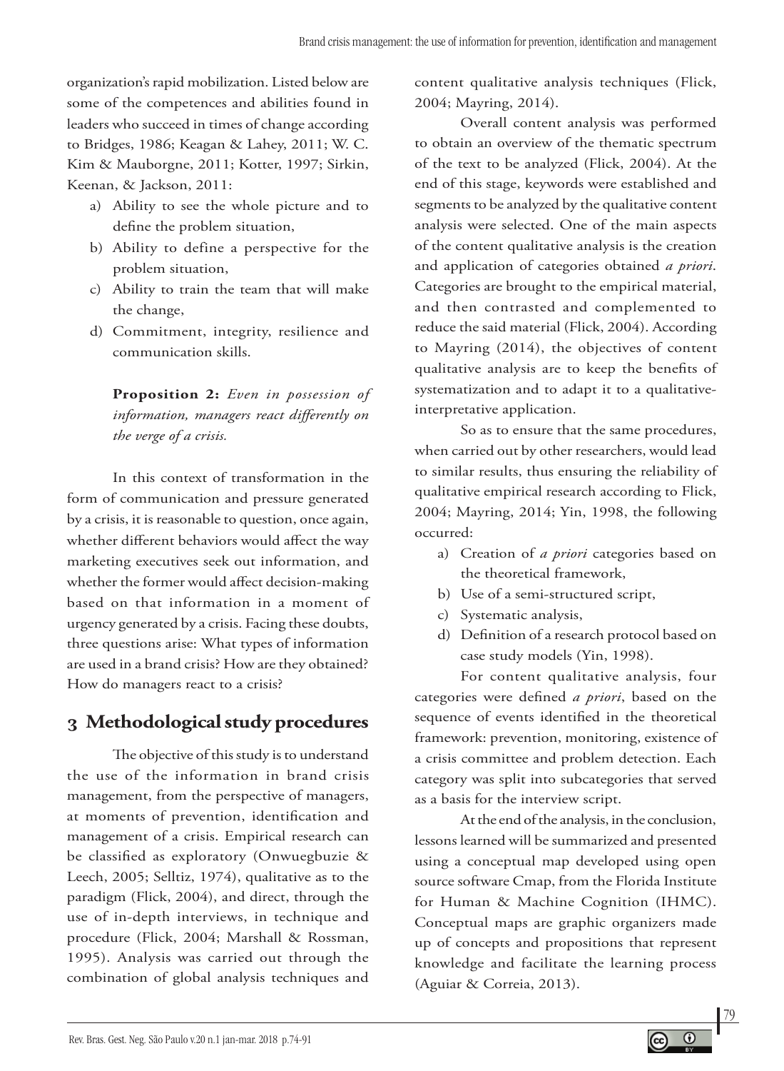organization's rapid mobilization. Listed below are some of the competences and abilities found in leaders who succeed in times of change according to Bridges, 1986; Keagan & Lahey, 2011; W. C. Kim & Mauborgne, 2011; Kotter, 1997; Sirkin, Keenan, & Jackson, 2011:

a) Ability to see the whole picture and to define the problem situation,
b) Ability to define a perspective for the problem situation,
c) Ability to train the team that will make the change,
d) Commitment, integrity, resilience and communication skills.

> **Proposition 2:** *Even in possession of information, managers react differently on the verge of a crisis.*

In this context of transformation in the form of communication and pressure generated by a crisis, it is reasonable to question, once again, whether different behaviors would affect the way marketing executives seek out information, and whether the former would affect decision-making based on that information in a moment of urgency generated by a crisis. Facing these doubts, three questions arise: What types of information are used in a brand crisis? How are they obtained? How do managers react to a crisis?

## 3 Methodological study procedures

The objective of this study is to understand the use of the information in brand crisis management, from the perspective of managers, at moments of prevention, identification and management of a crisis. Empirical research can be classified as exploratory (Onwuegbuzie & Leech, 2005; Selltiz, 1974), qualitative as to the paradigm (Flick, 2004), and direct, through the use of in-depth interviews, in technique and procedure (Flick, 2004; Marshall & Rossman, 1995). Analysis was carried out through the combination of global analysis techniques and content qualitative analysis techniques (Flick, 2004; Mayring, 2014).

Overall content analysis was performed to obtain an overview of the thematic spectrum of the text to be analyzed (Flick, 2004). At the end of this stage, keywords were established and segments to be analyzed by the qualitative content analysis were selected. One of the main aspects of the content qualitative analysis is the creation and application of categories obtained *a priori*. Categories are brought to the empirical material, and then contrasted and complemented to reduce the said material (Flick, 2004). According to Mayring (2014), the objectives of content qualitative analysis are to keep the benefits of systematization and to adapt it to a qualitative-interpretative application.

So as to ensure that the same procedures, when carried out by other researchers, would lead to similar results, thus ensuring the reliability of qualitative empirical research according to Flick, 2004; Mayring, 2014; Yin, 1998, the following occurred:

a) Creation of *a priori* categories based on the theoretical framework,
b) Use of a semi-structured script,
c) Systematic analysis,
d) Definition of a research protocol based on case study models (Yin, 1998).

For content qualitative analysis, four categories were defined *a priori*, based on the sequence of events identified in the theoretical framework: prevention, monitoring, existence of a crisis committee and problem detection. Each category was split into subcategories that served as a basis for the interview script.

At the end of the analysis, in the conclusion, lessons learned will be summarized and presented using a conceptual map developed using open source software Cmap, from the Florida Institute for Human & Machine Cognition (IHMC). Conceptual maps are graphic organizers made up of concepts and propositions that represent knowledge and facilitate the learning process (Aguiar & Correia, 2013).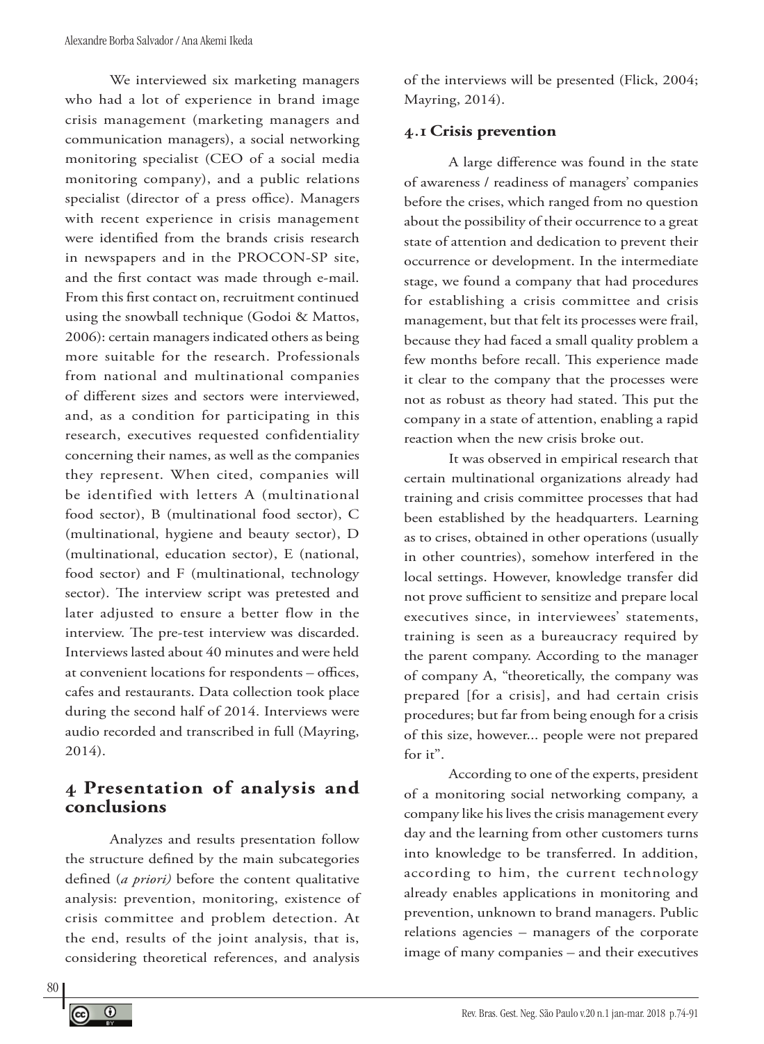We interviewed six marketing managers who had a lot of experience in brand image crisis management (marketing managers and communication managers), a social networking monitoring specialist (CEO of a social media monitoring company), and a public relations specialist (director of a press office). Managers with recent experience in crisis management were identified from the brands crisis research in newspapers and in the PROCON-SP site, and the first contact was made through e-mail. From this first contact on, recruitment continued using the snowball technique (Godoi & Mattos, 2006): certain managers indicated others as being more suitable for the research. Professionals from national and multinational companies of different sizes and sectors were interviewed, and, as a condition for participating in this research, executives requested confidentiality concerning their names, as well as the companies they represent. When cited, companies will be identified with letters A (multinational food sector), B (multinational food sector), C (multinational, hygiene and beauty sector), D (multinational, education sector), E (national, food sector) and F (multinational, technology sector). The interview script was pretested and later adjusted to ensure a better flow in the interview. The pre-test interview was discarded. Interviews lasted about 40 minutes and were held at convenient locations for respondents – offices, cafes and restaurants. Data collection took place during the second half of 2014. Interviews were audio recorded and transcribed in full (Mayring, 2014).

## 4 Presentation of analysis and conclusions

Analyzes and results presentation follow the structure defined by the main subcategories defined (*a priori*) before the content qualitative analysis: prevention, monitoring, existence of crisis committee and problem detection. At the end, results of the joint analysis, that is, considering theoretical references, and analysis of the interviews will be presented (Flick, 2004; Mayring, 2014).

### 4.1 Crisis prevention

A large difference was found in the state of awareness / readiness of managers' companies before the crises, which ranged from no question about the possibility of their occurrence to a great state of attention and dedication to prevent their occurrence or development. In the intermediate stage, we found a company that had procedures for establishing a crisis committee and crisis management, but that felt its processes were frail, because they had faced a small quality problem a few months before recall. This experience made it clear to the company that the processes were not as robust as theory had stated. This put the company in a state of attention, enabling a rapid reaction when the new crisis broke out.

It was observed in empirical research that certain multinational organizations already had training and crisis committee processes that had been established by the headquarters. Learning as to crises, obtained in other operations (usually in other countries), somehow interfered in the local settings. However, knowledge transfer did not prove sufficient to sensitize and prepare local executives since, in interviewees' statements, training is seen as a bureaucracy required by the parent company. According to the manager of company A, "theoretically, the company was prepared [for a crisis], and had certain crisis procedures; but far from being enough for a crisis of this size, however... people were not prepared for it".

According to one of the experts, president of a monitoring social networking company, a company like his lives the crisis management every day and the learning from other customers turns into knowledge to be transferred. In addition, according to him, the current technology already enables applications in monitoring and prevention, unknown to brand managers. Public relations agencies – managers of the corporate image of many companies – and their executives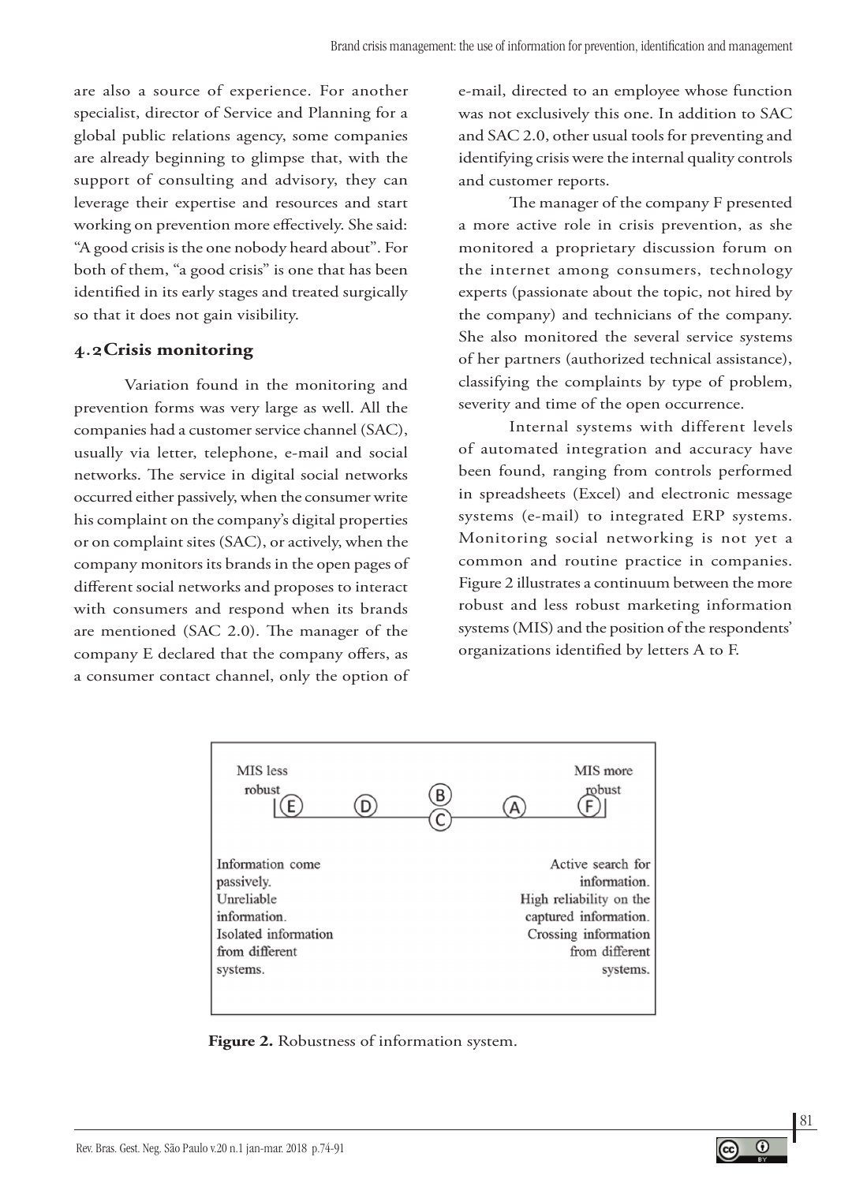are also a source of experience. For another specialist, director of Service and Planning for a global public relations agency, some companies are already beginning to glimpse that, with the support of consulting and advisory, they can leverage their expertise and resources and start working on prevention more effectively. She said: "A good crisis is the one nobody heard about". For both of them, "a good crisis" is one that has been identified in its early stages and treated surgically so that it does not gain visibility.

## 4.2 Crisis monitoring

Variation found in the monitoring and prevention forms was very large as well. All the companies had a customer service channel (SAC), usually via letter, telephone, e-mail and social networks. The service in digital social networks occurred either passively, when the consumer write his complaint on the company's digital properties or on complaint sites (SAC), or actively, when the company monitors its brands in the open pages of different social networks and proposes to interact with consumers and respond when its brands are mentioned (SAC 2.0). The manager of the company E declared that the company offers, as a consumer contact channel, only the option of e-mail, directed to an employee whose function was not exclusively this one. In addition to SAC and SAC 2.0, other usual tools for preventing and identifying crisis were the internal quality controls and customer reports.

The manager of the company F presented a more active role in crisis prevention, as she monitored a proprietary discussion forum on the internet among consumers, technology experts (passionate about the topic, not hired by the company) and technicians of the company. She also monitored the several service systems of her partners (authorized technical assistance), classifying the complaints by type of problem, severity and time of the open occurrence.

Internal systems with different levels of automated integration and accuracy have been found, ranging from controls performed in spreadsheets (Excel) and electronic message systems (e-mail) to integrated ERP systems. Monitoring social networking is not yet a common and routine practice in companies. Figure 2 illustrates a continuum between the more robust and less robust marketing information systems (MIS) and the position of the respondents' organizations identified by letters A to F.

MIS less robust — E — D — B/C — A — F — MIS more robust

Information come passively. Unreliable information. Isolated information from different systems.

Active search for information. High reliability on the captured information. Crossing information from different systems.

**Figure 2.** Robustness of information system.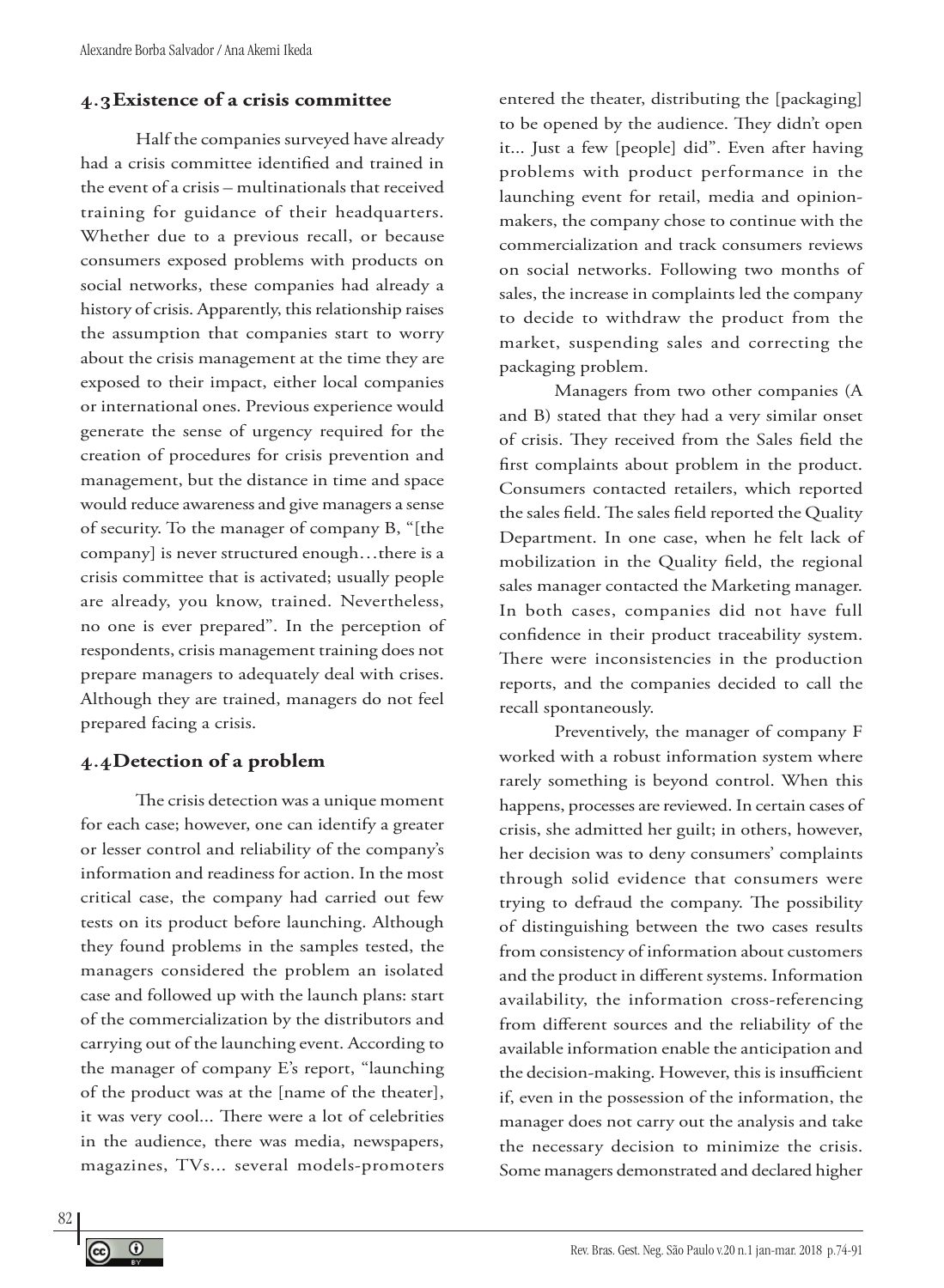### 4.3 Existence of a crisis committee

Half the companies surveyed have already had a crisis committee identified and trained in the event of a crisis – multinationals that received training for guidance of their headquarters. Whether due to a previous recall, or because consumers exposed problems with products on social networks, these companies had already a history of crisis. Apparently, this relationship raises the assumption that companies start to worry about the crisis management at the time they are exposed to their impact, either local companies or international ones. Previous experience would generate the sense of urgency required for the creation of procedures for crisis prevention and management, but the distance in time and space would reduce awareness and give managers a sense of security. To the manager of company B, "[the company] is never structured enough…there is a crisis committee that is activated; usually people are already, you know, trained. Nevertheless, no one is ever prepared". In the perception of respondents, crisis management training does not prepare managers to adequately deal with crises. Although they are trained, managers do not feel prepared facing a crisis.

### 4.4 Detection of a problem

The crisis detection was a unique moment for each case; however, one can identify a greater or lesser control and reliability of the company's information and readiness for action. In the most critical case, the company had carried out few tests on its product before launching. Although they found problems in the samples tested, the managers considered the problem an isolated case and followed up with the launch plans: start of the commercialization by the distributors and carrying out of the launching event. According to the manager of company E's report, "launching of the product was at the [name of the theater], it was very cool... There were a lot of celebrities in the audience, there was media, newspapers, magazines, TVs... several models-promoters entered the theater, distributing the [packaging] to be opened by the audience. They didn't open it... Just a few [people] did". Even after having problems with product performance in the launching event for retail, media and opinion-makers, the company chose to continue with the commercialization and track consumers reviews on social networks. Following two months of sales, the increase in complaints led the company to decide to withdraw the product from the market, suspending sales and correcting the packaging problem.

Managers from two other companies (A and B) stated that they had a very similar onset of crisis. They received from the Sales field the first complaints about problem in the product. Consumers contacted retailers, which reported the sales field. The sales field reported the Quality Department. In one case, when he felt lack of mobilization in the Quality field, the regional sales manager contacted the Marketing manager. In both cases, companies did not have full confidence in their product traceability system. There were inconsistencies in the production reports, and the companies decided to call the recall spontaneously.

Preventively, the manager of company F worked with a robust information system where rarely something is beyond control. When this happens, processes are reviewed. In certain cases of crisis, she admitted her guilt; in others, however, her decision was to deny consumers' complaints through solid evidence that consumers were trying to defraud the company. The possibility of distinguishing between the two cases results from consistency of information about customers and the product in different systems. Information availability, the information cross-referencing from different sources and the reliability of the available information enable the anticipation and the decision-making. However, this is insufficient if, even in the possession of the information, the manager does not carry out the analysis and take the necessary decision to minimize the crisis. Some managers demonstrated and declared higher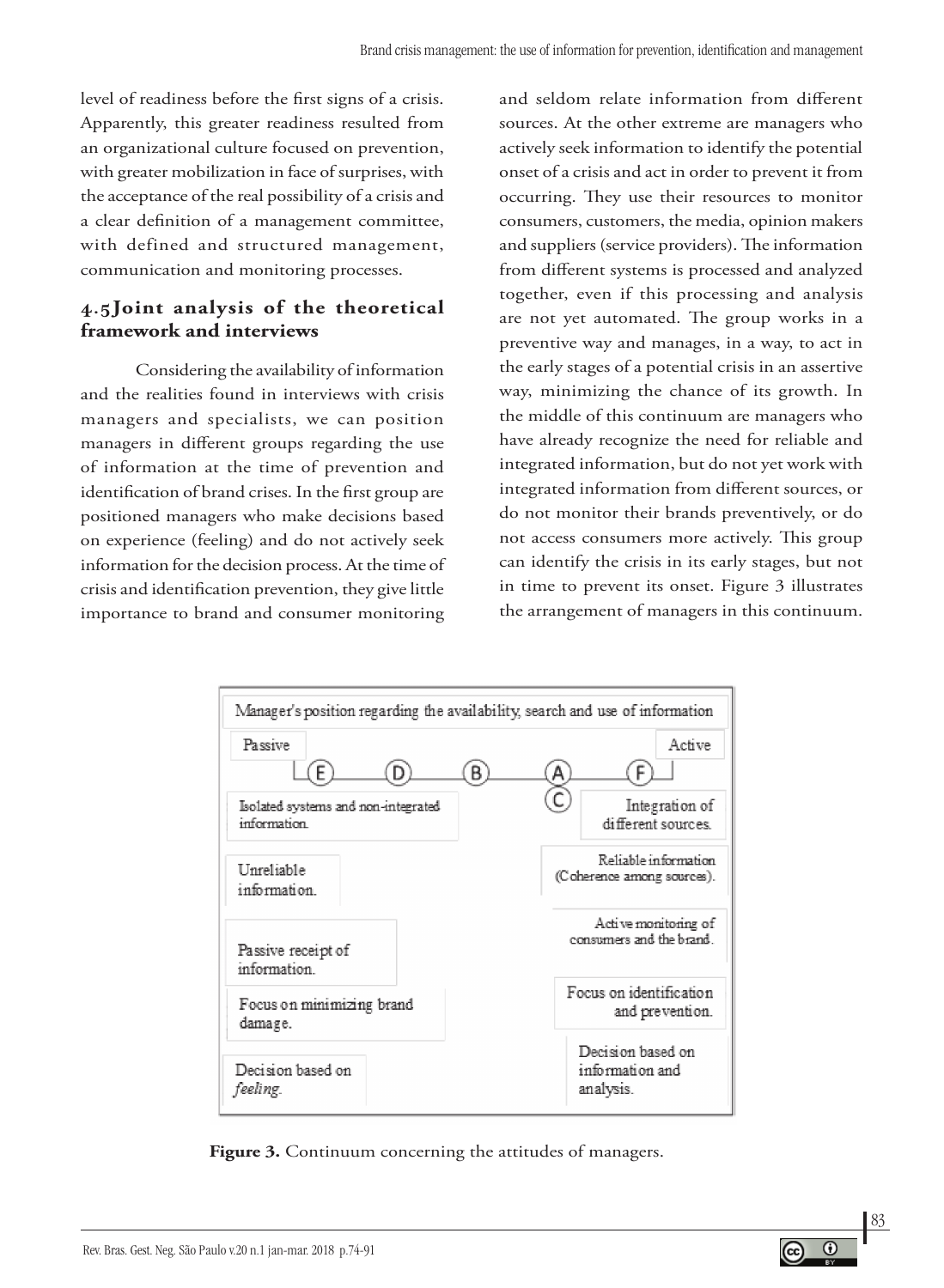level of readiness before the first signs of a crisis. Apparently, this greater readiness resulted from an organizational culture focused on prevention, with greater mobilization in face of surprises, with the acceptance of the real possibility of a crisis and a clear definition of a management committee, with defined and structured management, communication and monitoring processes.

## 4.5 Joint analysis of the theoretical framework and interviews

Considering the availability of information and the realities found in interviews with crisis managers and specialists, we can position managers in different groups regarding the use of information at the time of prevention and identification of brand crises. In the first group are positioned managers who make decisions based on experience (feeling) and do not actively seek information for the decision process. At the time of crisis and identification prevention, they give little importance to brand and consumer monitoring and seldom relate information from different sources. At the other extreme are managers who actively seek information to identify the potential onset of a crisis and act in order to prevent it from occurring. They use their resources to monitor consumers, customers, the media, opinion makers and suppliers (service providers). The information from different systems is processed and analyzed together, even if this processing and analysis are not yet automated. The group works in a preventive way and manages, in a way, to act in the early stages of a potential crisis in an assertive way, minimizing the chance of its growth. In the middle of this continuum are managers who have already recognize the need for reliable and integrated information, but do not yet work with integrated information from different sources, or do not monitor their brands preventively, or do not access consumers more actively. This group can identify the crisis in its early stages, but not in time to prevent its onset. Figure 3 illustrates the arrangement of managers in this continuum.

Manager's position regarding the availability, search and use of information

| Passive | Active |
|---|---|
| E — D — B | A / C — F |
| Isolated systems and non-integrated information. | Integration of different sources. |
| Unreliable information. | Reliable information (Coherence among sources). |
| Passive receipt of information. | Active monitoring of consumers and the brand. |
| Focus on minimizing brand damage. | Focus on identification and prevention. |
| Decision based on *feeling*. | Decision based on information and analysis. |

**Figure 3.** Continuum concerning the attitudes of managers.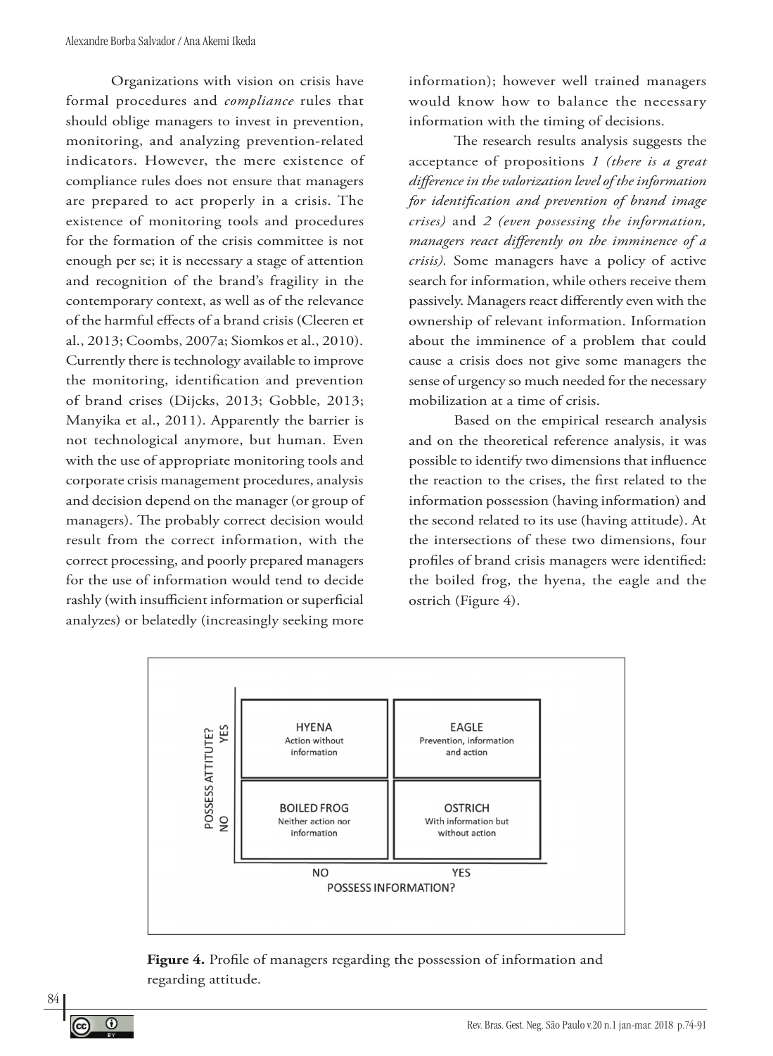Organizations with vision on crisis have formal procedures and *compliance* rules that should oblige managers to invest in prevention, monitoring, and analyzing prevention-related indicators. However, the mere existence of compliance rules does not ensure that managers are prepared to act properly in a crisis. The existence of monitoring tools and procedures for the formation of the crisis committee is not enough per se; it is necessary a stage of attention and recognition of the brand's fragility in the contemporary context, as well as of the relevance of the harmful effects of a brand crisis (Cleeren et al., 2013; Coombs, 2007a; Siomkos et al., 2010). Currently there is technology available to improve the monitoring, identification and prevention of brand crises (Dijcks, 2013; Gobble, 2013; Manyika et al., 2011). Apparently the barrier is not technological anymore, but human. Even with the use of appropriate monitoring tools and corporate crisis management procedures, analysis and decision depend on the manager (or group of managers). The probably correct decision would result from the correct information, with the correct processing, and poorly prepared managers for the use of information would tend to decide rashly (with insufficient information or superficial analyzes) or belatedly (increasingly seeking more information); however well trained managers would know how to balance the necessary information with the timing of decisions.

The research results analysis suggests the acceptance of propositions *1 (there is a great difference in the valorization level of the information for identification and prevention of brand image crises)* and *2 (even possessing the information, managers react differently on the imminence of a crisis).* Some managers have a policy of active search for information, while others receive them passively. Managers react differently even with the ownership of relevant information. Information about the imminence of a problem that could cause a crisis does not give some managers the sense of urgency so much needed for the necessary mobilization at a time of crisis.

Based on the empirical research analysis and on the theoretical reference analysis, it was possible to identify two dimensions that influence the reaction to the crises, the first related to the information possession (having information) and the second related to its use (having attitude). At the intersections of these two dimensions, four profiles of brand crisis managers were identified: the boiled frog, the hyena, the eagle and the ostrich (Figure 4).

| POSSESS ATTITUDE? / POSSESS INFORMATION? | NO | YES |
|---|---|---|
| YES | **HYENA** Action without information | **EAGLE** Prevention, information and action |
| NO | **BOILED FROG** Neither action nor information | **OSTRICH** With information but without action |

**Figure 4.** Profile of managers regarding the possession of information and regarding attitude.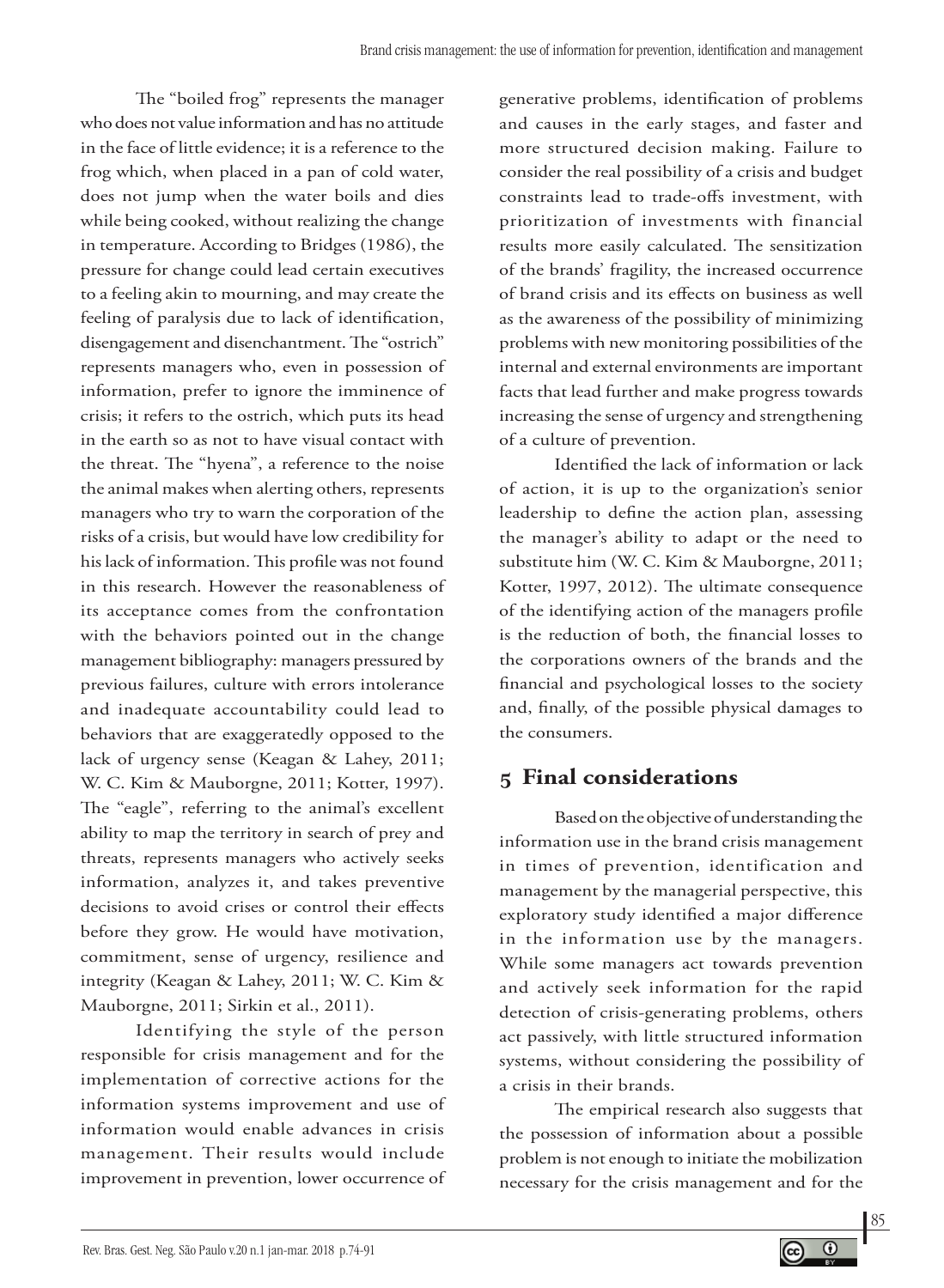The "boiled frog" represents the manager who does not value information and has no attitude in the face of little evidence; it is a reference to the frog which, when placed in a pan of cold water, does not jump when the water boils and dies while being cooked, without realizing the change in temperature. According to Bridges (1986), the pressure for change could lead certain executives to a feeling akin to mourning, and may create the feeling of paralysis due to lack of identification, disengagement and disenchantment. The "ostrich" represents managers who, even in possession of information, prefer to ignore the imminence of crisis; it refers to the ostrich, which puts its head in the earth so as not to have visual contact with the threat. The "hyena", a reference to the noise the animal makes when alerting others, represents managers who try to warn the corporation of the risks of a crisis, but would have low credibility for his lack of information. This profile was not found in this research. However the reasonableness of its acceptance comes from the confrontation with the behaviors pointed out in the change management bibliography: managers pressured by previous failures, culture with errors intolerance and inadequate accountability could lead to behaviors that are exaggeratedly opposed to the lack of urgency sense (Keagan & Lahey, 2011; W. C. Kim & Mauborgne, 2011; Kotter, 1997). The "eagle", referring to the animal's excellent ability to map the territory in search of prey and threats, represents managers who actively seeks information, analyzes it, and takes preventive decisions to avoid crises or control their effects before they grow. He would have motivation, commitment, sense of urgency, resilience and integrity (Keagan & Lahey, 2011; W. C. Kim & Mauborgne, 2011; Sirkin et al., 2011).

Identifying the style of the person responsible for crisis management and for the implementation of corrective actions for the information systems improvement and use of information would enable advances in crisis management. Their results would include improvement in prevention, lower occurrence of generative problems, identification of problems and causes in the early stages, and faster and more structured decision making. Failure to consider the real possibility of a crisis and budget constraints lead to trade-offs investment, with prioritization of investments with financial results more easily calculated. The sensitization of the brands' fragility, the increased occurrence of brand crisis and its effects on business as well as the awareness of the possibility of minimizing problems with new monitoring possibilities of the internal and external environments are important facts that lead further and make progress towards increasing the sense of urgency and strengthening of a culture of prevention.

Identified the lack of information or lack of action, it is up to the organization's senior leadership to define the action plan, assessing the manager's ability to adapt or the need to substitute him (W. C. Kim & Mauborgne, 2011; Kotter, 1997, 2012). The ultimate consequence of the identifying action of the managers profile is the reduction of both, the financial losses to the corporations owners of the brands and the financial and psychological losses to the society and, finally, of the possible physical damages to the consumers.

## 5 Final considerations

Based on the objective of understanding the information use in the brand crisis management in times of prevention, identification and management by the managerial perspective, this exploratory study identified a major difference in the information use by the managers. While some managers act towards prevention and actively seek information for the rapid detection of crisis-generating problems, others act passively, with little structured information systems, without considering the possibility of a crisis in their brands.

The empirical research also suggests that the possession of information about a possible problem is not enough to initiate the mobilization necessary for the crisis management and for the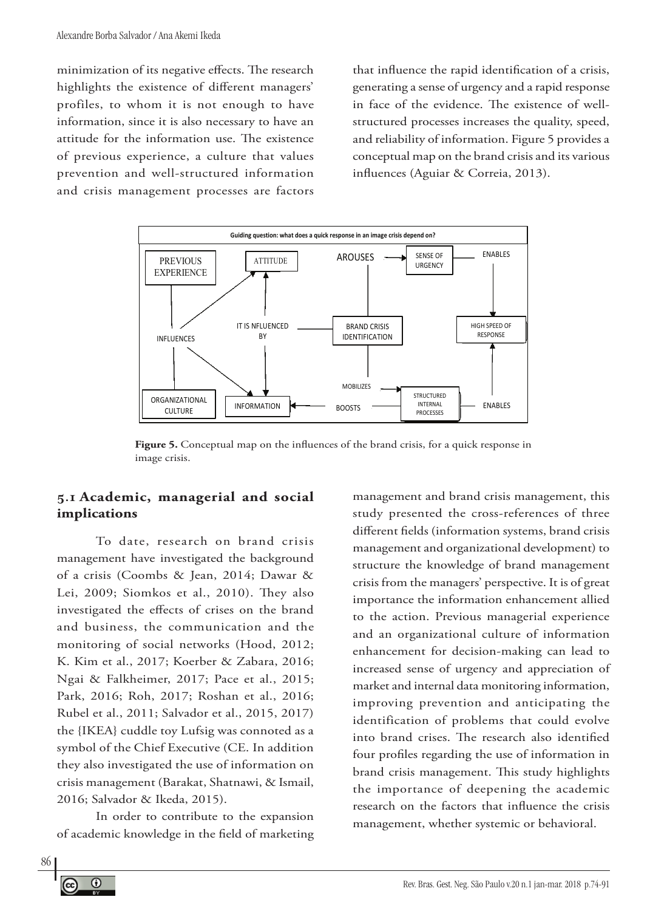minimization of its negative effects. The research highlights the existence of different managers' profiles, to whom it is not enough to have information, since it is also necessary to have an attitude for the information use. The existence of previous experience, a culture that values prevention and well-structured information and crisis management processes are factors that influence the rapid identification of a crisis, generating a sense of urgency and a rapid response in face of the evidence. The existence of well-structured processes increases the quality, speed, and reliability of information. Figure 5 provides a conceptual map on the brand crisis and its various influences (Aguiar & Correia, 2013).

Guiding question: what does a quick response in an image crisis depend on?

PREVIOUS EXPERIENCE — ATTITUDE — AROUSES — SENSE OF URGENCY — ENABLES

INFLUENCES — IT IS NFLUENCED BY — BRAND CRISIS IDENTIFICATION — HIGH SPEED OF RESPONSE

MOBILIZES

ORGANIZATIONAL CULTURE — INFORMATION — BOOSTS — STRUCTURED INTERNAL PROCESSES — ENABLES

**Figure 5.** Conceptual map on the influences of the brand crisis, for a quick response in image crisis.

## 5.1 Academic, managerial and social implications

To date, research on brand crisis management have investigated the background of a crisis (Coombs & Jean, 2014; Dawar & Lei, 2009; Siomkos et al., 2010). They also investigated the effects of crises on the brand and business, the communication and the monitoring of social networks (Hood, 2012; K. Kim et al., 2017; Koerber & Zabara, 2016; Ngai & Falkheimer, 2017; Pace et al., 2015; Park, 2016; Roh, 2017; Roshan et al., 2016; Rubel et al., 2011; Salvador et al., 2015, 2017) the {IKEA} cuddle toy Lufsig was connoted as a symbol of the Chief Executive (CE. In addition they also investigated the use of information on crisis management (Barakat, Shatnawi, & Ismail, 2016; Salvador & Ikeda, 2015).

In order to contribute to the expansion of academic knowledge in the field of marketing management and brand crisis management, this study presented the cross-references of three different fields (information systems, brand crisis management and organizational development) to structure the knowledge of brand management crisis from the managers' perspective. It is of great importance the information enhancement allied to the action. Previous managerial experience and an organizational culture of information enhancement for decision-making can lead to increased sense of urgency and appreciation of market and internal data monitoring information, improving prevention and anticipating the identification of problems that could evolve into brand crises. The research also identified four profiles regarding the use of information in brand crisis management. This study highlights the importance of deepening the academic research on the factors that influence the crisis management, whether systemic or behavioral.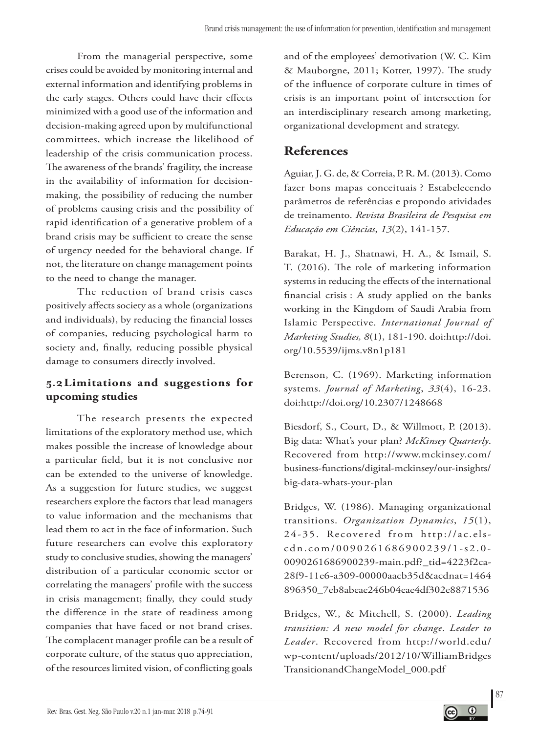From the managerial perspective, some crises could be avoided by monitoring internal and external information and identifying problems in the early stages. Others could have their effects minimized with a good use of the information and decision-making agreed upon by multifunctional committees, which increase the likelihood of leadership of the crisis communication process. The awareness of the brands' fragility, the increase in the availability of information for decision-making, the possibility of reducing the number of problems causing crisis and the possibility of rapid identification of a generative problem of a brand crisis may be sufficient to create the sense of urgency needed for the behavioral change. If not, the literature on change management points to the need to change the manager.

The reduction of brand crisis cases positively affects society as a whole (organizations and individuals), by reducing the financial losses of companies, reducing psychological harm to society and, finally, reducing possible physical damage to consumers directly involved.

### 5.2 Limitations and suggestions for upcoming studies

The research presents the expected limitations of the exploratory method use, which makes possible the increase of knowledge about a particular field, but it is not conclusive nor can be extended to the universe of knowledge. As a suggestion for future studies, we suggest researchers explore the factors that lead managers to value information and the mechanisms that lead them to act in the face of information. Such future researchers can evolve this exploratory study to conclusive studies, showing the managers' distribution of a particular economic sector or correlating the managers' profile with the success in crisis management; finally, they could study the difference in the state of readiness among companies that have faced or not brand crises. The complacent manager profile can be a result of corporate culture, of the status quo appreciation, of the resources limited vision, of conflicting goals and of the employees' demotivation (W. C. Kim & Mauborgne, 2011; Kotter, 1997). The study of the influence of corporate culture in times of crisis is an important point of intersection for an interdisciplinary research among marketing, organizational development and strategy.

## References

Aguiar, J. G. de, & Correia, P. R. M. (2013). Como fazer bons mapas conceituais ? Estabelecendo parâmetros de referências e propondo atividades de treinamento. *Revista Brasileira de Pesquisa em Educação em Ciências*, *13*(2), 141-157.

Barakat, H. J., Shatnawi, H. A., & Ismail, S. T. (2016). The role of marketing information systems in reducing the effects of the international financial crisis : A study applied on the banks working in the Kingdom of Saudi Arabia from Islamic Perspective. *International Journal of Marketing Studies, 8*(1), 181-190. doi:http://doi.org/10.5539/ijms.v8n1p181

Berenson, C. (1969). Marketing information systems. *Journal of Marketing*, *33*(4), 16-23. doi:http://doi.org/10.2307/1248668

Biesdorf, S., Court, D., & Willmott, P. (2013). Big data: What's your plan? *McKinsey Quarterly*. Recovered from http://www.mckinsey.com/business-functions/digital-mckinsey/our-insights/big-data-whats-your-plan

Bridges, W. (1986). Managing organizational transitions. *Organization Dynamics*, *15*(1), 24-35. Recovered from http://ac.els-cdn.com/0090261686900239/1-s2.0-0090261686900239-main.pdf?_tid=4223f2ca-28f9-11e6-a309-00000aacb35d&acdnat=1464896350_7eb8abeae246b04eae4df302e8871536

Bridges, W., & Mitchell, S. (2000). *Leading transition: A new model for change. Leader to Leader*. Recovered from http://world.edu/wp-content/uploads/2012/10/WilliamBridgesTransitionandChangeModel_000.pdf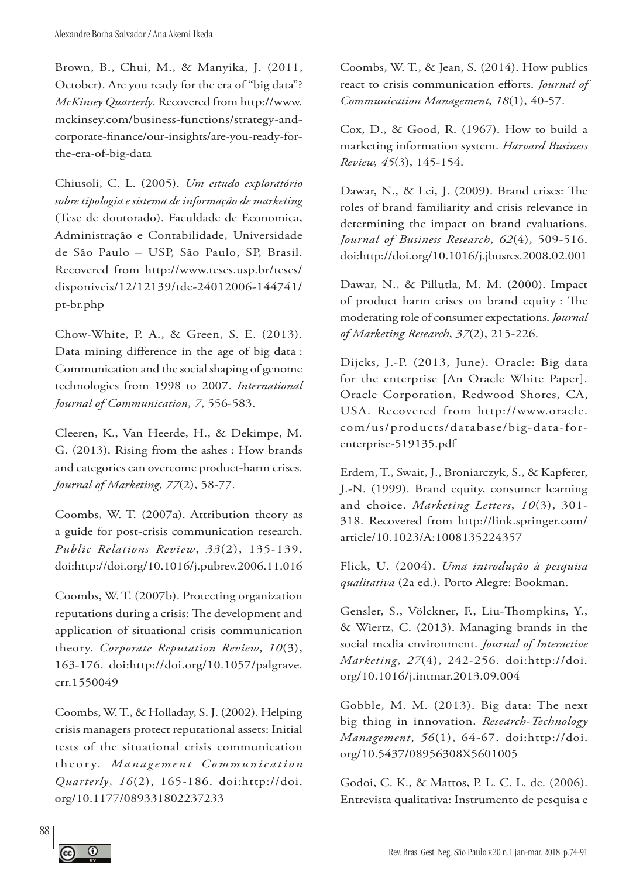Brown, B., Chui, M., & Manyika, J. (2011, October). Are you ready for the era of "big data"? *McKinsey Quarterly*. Recovered from http://www.mckinsey.com/business-functions/strategy-and-corporate-finance/our-insights/are-you-ready-for-the-era-of-big-data

Chiusoli, C. L. (2005). *Um estudo exploratório sobre tipologia e sistema de informação de marketing* (Tese de doutorado). Faculdade de Economica, Administração e Contabilidade, Universidade de São Paulo – USP, São Paulo, SP, Brasil. Recovered from http://www.teses.usp.br/teses/disponiveis/12/12139/tde-24012006-144741/pt-br.php

Chow-White, P. A., & Green, S. E. (2013). Data mining difference in the age of big data : Communication and the social shaping of genome technologies from 1998 to 2007. *International Journal of Communication*, *7*, 556-583.

Cleeren, K., Van Heerde, H., & Dekimpe, M. G. (2013). Rising from the ashes : How brands and categories can overcome product-harm crises. *Journal of Marketing*, *77*(2), 58-77.

Coombs, W. T. (2007a). Attribution theory as a guide for post-crisis communication research. *Public Relations Review*, *33*(2), 135-139. doi:http://doi.org/10.1016/j.pubrev.2006.11.016

Coombs, W. T. (2007b). Protecting organization reputations during a crisis: The development and application of situational crisis communication theory. *Corporate Reputation Review*, *10*(3), 163-176. doi:http://doi.org/10.1057/palgrave.crr.1550049

Coombs, W. T., & Holladay, S. J. (2002). Helping crisis managers protect reputational assets: Initial tests of the situational crisis communication theory. *Management Communication Quarterly*, *16*(2), 165-186. doi:http://doi.org/10.1177/089331802237233

Coombs, W. T., & Jean, S. (2014). How publics react to crisis communication efforts. *Journal of Communication Management*, *18*(1), 40-57.

Cox, D., & Good, R. (1967). How to build a marketing information system. *Harvard Business Review, 45*(3), 145-154.

Dawar, N., & Lei, J. (2009). Brand crises: The roles of brand familiarity and crisis relevance in determining the impact on brand evaluations. *Journal of Business Research*, *62*(4), 509-516. doi:http://doi.org/10.1016/j.jbusres.2008.02.001

Dawar, N., & Pillutla, M. M. (2000). Impact of product harm crises on brand equity : The moderating role of consumer expectations. *Journal of Marketing Research*, *37*(2), 215-226.

Dijcks, J.-P. (2013, June). Oracle: Big data for the enterprise [An Oracle White Paper]. Oracle Corporation, Redwood Shores, CA, USA. Recovered from http://www.oracle.com/us/products/database/big-data-for-enterprise-519135.pdf

Erdem, T., Swait, J., Broniarczyk, S., & Kapferer, J.-N. (1999). Brand equity, consumer learning and choice. *Marketing Letters*, *10*(3), 301-318. Recovered from http://link.springer.com/article/10.1023/A:1008135224357

Flick, U. (2004). *Uma introdução à pesquisa qualitativa* (2a ed.). Porto Alegre: Bookman.

Gensler, S., Völckner, F., Liu-Thompkins, Y., & Wiertz, C. (2013). Managing brands in the social media environment. *Journal of Interactive Marketing*, *27*(4), 242-256. doi:http://doi.org/10.1016/j.intmar.2013.09.004

Gobble, M. M. (2013). Big data: The next big thing in innovation. *Research-Technology Management*, *56*(1), 64-67. doi:http://doi.org/10.5437/08956308X5601005

Godoi, C. K., & Mattos, P. L. C. L. de. (2006). Entrevista qualitativa: Instrumento de pesquisa e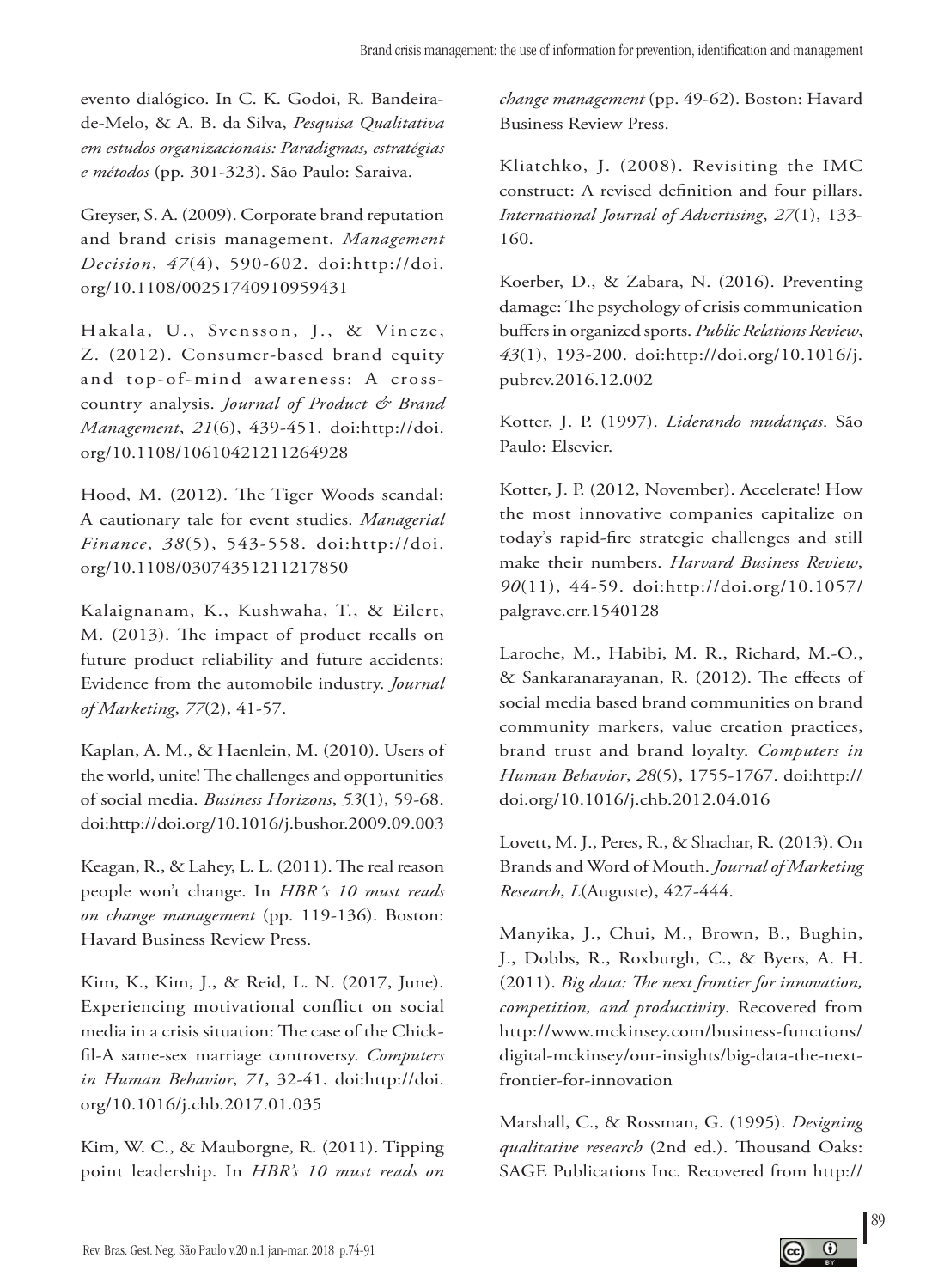evento dialógico. In C. K. Godoi, R. Bandeira-de-Melo, & A. B. da Silva, *Pesquisa Qualitativa em estudos organizacionais: Paradigmas, estratégias e métodos* (pp. 301-323). São Paulo: Saraiva.

Greyser, S. A. (2009). Corporate brand reputation and brand crisis management. *Management Decision*, *47*(4), 590-602. doi:http://doi.org/10.1108/00251740910959431

Hakala, U., Svensson, J., & Vincze, Z. (2012). Consumer-based brand equity and top-of-mind awareness: A cross-country analysis. *Journal of Product & Brand Management*, *21*(6), 439-451. doi:http://doi.org/10.1108/10610421211264928

Hood, M. (2012). The Tiger Woods scandal: A cautionary tale for event studies. *Managerial Finance*, *38*(5), 543-558. doi:http://doi.org/10.1108/03074351211217850

Kalaignanam, K., Kushwaha, T., & Eilert, M. (2013). The impact of product recalls on future product reliability and future accidents: Evidence from the automobile industry. *Journal of Marketing*, *77*(2), 41-57.

Kaplan, A. M., & Haenlein, M. (2010). Users of the world, unite! The challenges and opportunities of social media. *Business Horizons*, *53*(1), 59-68. doi:http://doi.org/10.1016/j.bushor.2009.09.003

Keagan, R., & Lahey, L. L. (2011). The real reason people won't change. In *HBR´s 10 must reads on change management* (pp. 119-136). Boston: Havard Business Review Press.

Kim, K., Kim, J., & Reid, L. N. (2017, June). Experiencing motivational conflict on social media in a crisis situation: The case of the Chick-fil-A same-sex marriage controversy. *Computers in Human Behavior*, *71*, 32-41. doi:http://doi.org/10.1016/j.chb.2017.01.035

Kim, W. C., & Mauborgne, R. (2011). Tipping point leadership. In *HBR's 10 must reads on change management* (pp. 49-62). Boston: Havard Business Review Press.

Kliatchko, J. (2008). Revisiting the IMC construct: A revised definition and four pillars. *International Journal of Advertising*, *27*(1), 133-160.

Koerber, D., & Zabara, N. (2016). Preventing damage: The psychology of crisis communication buffers in organized sports. *Public Relations Review*, *43*(1), 193-200. doi:http://doi.org/10.1016/j.pubrev.2016.12.002

Kotter, J. P. (1997). *Liderando mudanças*. São Paulo: Elsevier.

Kotter, J. P. (2012, November). Accelerate! How the most innovative companies capitalize on today's rapid-fire strategic challenges and still make their numbers. *Harvard Business Review*, *90*(11), 44-59. doi:http://doi.org/10.1057/palgrave.crr.1540128

Laroche, M., Habibi, M. R., Richard, M.-O., & Sankaranarayanan, R. (2012). The effects of social media based brand communities on brand community markers, value creation practices, brand trust and brand loyalty. *Computers in Human Behavior*, *28*(5), 1755-1767. doi:http://doi.org/10.1016/j.chb.2012.04.016

Lovett, M. J., Peres, R., & Shachar, R. (2013). On Brands and Word of Mouth. *Journal of Marketing Research*, *L*(Auguste), 427-444.

Manyika, J., Chui, M., Brown, B., Bughin, J., Dobbs, R., Roxburgh, C., & Byers, A. H. (2011). *Big data: The next frontier for innovation, competition, and productivity*. Recovered from http://www.mckinsey.com/business-functions/digital-mckinsey/our-insights/big-data-the-next-frontier-for-innovation

Marshall, C., & Rossman, G. (1995). *Designing qualitative research* (2nd ed.). Thousand Oaks: SAGE Publications Inc. Recovered from http://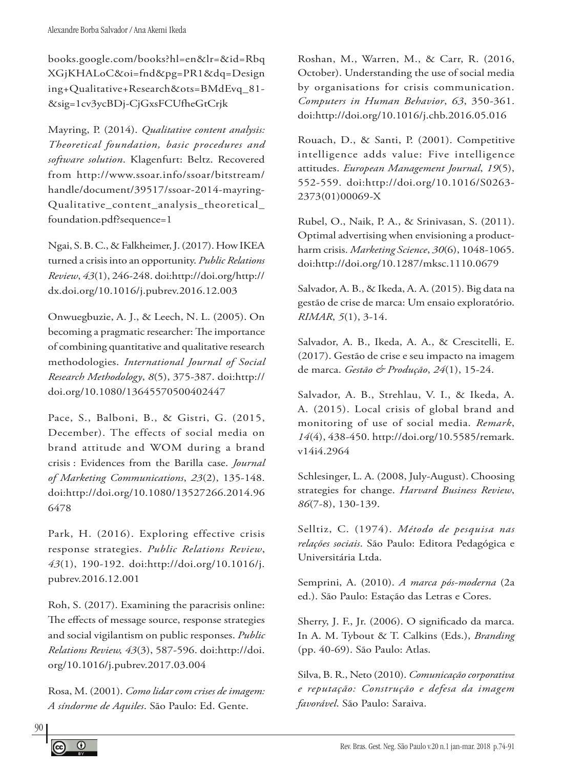books.google.com/books?hl=en&lr=&id=RbqXGjKHALoC&oi=fnd&pg=PR1&dq=Designing+Qualitative+Research&ots=BMdEvq_81-&sig=1cv3ycBDj-CjGxsFCUfheGtCrjk

Mayring, P. (2014). *Qualitative content analysis: Theoretical foundation, basic procedures and software solution*. Klagenfurt: Beltz. Recovered from http://www.ssoar.info/ssoar/bitstream/handle/document/39517/ssoar-2014-mayring-Qualitative_content_analysis_theoretical_foundation.pdf?sequence=1

Ngai, S. B. C., & Falkheimer, J. (2017). How IKEA turned a crisis into an opportunity. *Public Relations Review*, *43*(1), 246-248. doi:http://doi.org/http://dx.doi.org/10.1016/j.pubrev.2016.12.003

Onwuegbuzie, A. J., & Leech, N. L. (2005). On becoming a pragmatic researcher: The importance of combining quantitative and qualitative research methodologies. *International Journal of Social Research Methodology*, *8*(5), 375-387. doi:http://doi.org/10.1080/13645570500402447

Pace, S., Balboni, B., & Gistri, G. (2015, December). The effects of social media on brand attitude and WOM during a brand crisis : Evidences from the Barilla case. *Journal of Marketing Communications*, *23*(2), 135-148. doi:http://doi.org/10.1080/13527266.2014.966478

Park, H. (2016). Exploring effective crisis response strategies. *Public Relations Review*, *43*(1), 190-192. doi:http://doi.org/10.1016/j.pubrev.2016.12.001

Roh, S. (2017). Examining the paracrisis online: The effects of message source, response strategies and social vigilantism on public responses. *Public Relations Review, 43*(3), 587-596. doi:http://doi.org/10.1016/j.pubrev.2017.03.004

Rosa, M. (2001). *Como lidar com crises de imagem: A síndorme de Aquiles*. São Paulo: Ed. Gente.

Roshan, M., Warren, M., & Carr, R. (2016, October). Understanding the use of social media by organisations for crisis communication. *Computers in Human Behavior*, *63*, 350-361. doi:http://doi.org/10.1016/j.chb.2016.05.016

Rouach, D., & Santi, P. (2001). Competitive intelligence adds value: Five intelligence attitudes. *European Management Journal*, *19*(5), 552-559. doi:http://doi.org/10.1016/S0263-2373(01)00069-X

Rubel, O., Naik, P. A., & Srinivasan, S. (2011). Optimal advertising when envisioning a product-harm crisis. *Marketing Science*, *30*(6), 1048-1065. doi:http://doi.org/10.1287/mksc.1110.0679

Salvador, A. B., & Ikeda, A. A. (2015). Big data na gestão de crise de marca: Um ensaio exploratório. *RIMAR*, *5*(1), 3-14.

Salvador, A. B., Ikeda, A. A., & Crescitelli, E. (2017). Gestão de crise e seu impacto na imagem de marca. *Gestão & Produção*, *24*(1), 15-24.

Salvador, A. B., Strehlau, V. I., & Ikeda, A. A. (2015). Local crisis of global brand and monitoring of use of social media. *Remark*, *14*(4), 438-450. http://doi.org/10.5585/remark.v14i4.2964

Schlesinger, L. A. (2008, July-August). Choosing strategies for change. *Harvard Business Review*, *86*(7-8), 130-139.

Selltiz, C. (1974). *Método de pesquisa nas relações sociais*. São Paulo: Editora Pedagógica e Universitária Ltda.

Semprini, A. (2010). *A marca pós-moderna* (2a ed.). São Paulo: Estação das Letras e Cores.

Sherry, J. F., Jr. (2006). O significado da marca. In A. M. Tybout & T. Calkins (Eds.), *Branding* (pp. 40-69). São Paulo: Atlas.

Silva, B. R., Neto (2010). *Comunicação corporativa e reputação: Construção e defesa da imagem favorável*. São Paulo: Saraiva.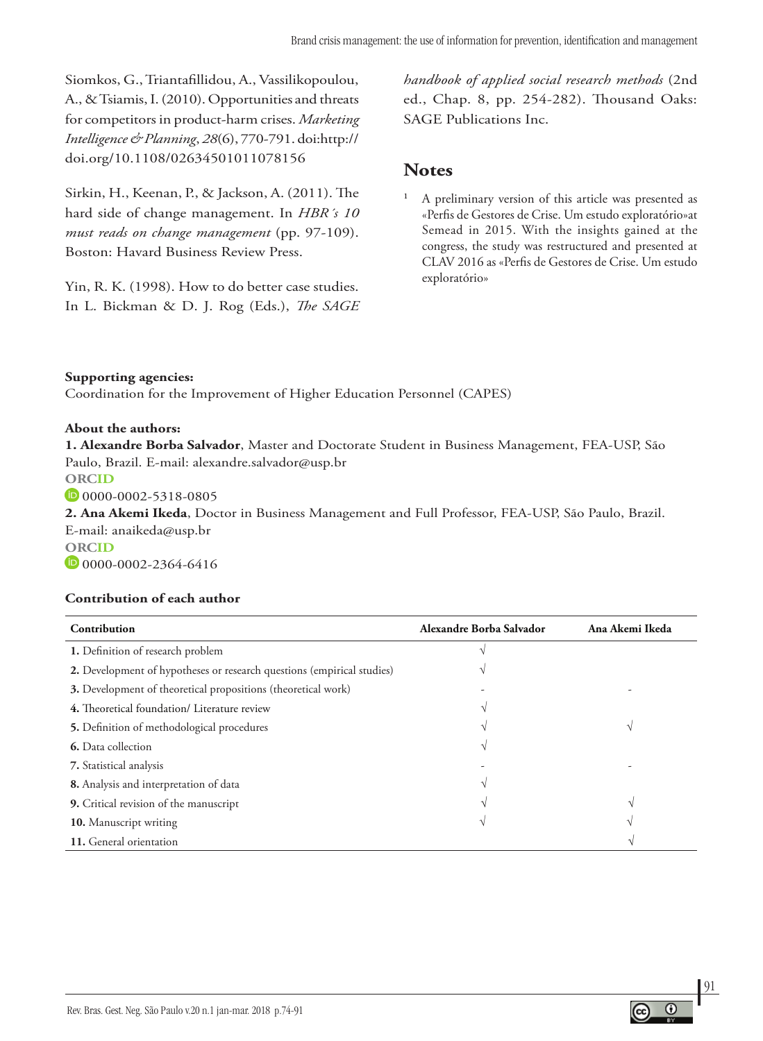Siomkos, G., Triantafillidou, A., Vassilikopoulou, A., & Tsiamis, I. (2010). Opportunities and threats for competitors in product-harm crises. *Marketing Intelligence & Planning*, *28*(6), 770-791. doi:http://doi.org/10.1108/02634501011078156

Sirkin, H., Keenan, P., & Jackson, A. (2011). The hard side of change management. In *HBR´s 10 must reads on change management* (pp. 97-109). Boston: Havard Business Review Press.

Yin, R. K. (1998). How to do better case studies. In L. Bickman & D. J. Rog (Eds.), *The SAGE handbook of applied social research methods* (2nd ed., Chap. 8, pp. 254-282). Thousand Oaks: SAGE Publications Inc.

## Notes

[1] A preliminary version of this article was presented as «Perfis de Gestores de Crise. Um estudo exploratório»at Semead in 2015. With the insights gained at the congress, the study was restructured and presented at CLAV 2016 as «Perfis de Gestores de Crise. Um estudo exploratório»

**Supporting agencies:**
Coordination for the Improvement of Higher Education Personnel (CAPES)

**About the authors:**
**1. Alexandre Borba Salvador**, Master and Doctorate Student in Business Management, FEA-USP, São Paulo, Brazil. E-mail: alexandre.salvador@usp.br
ORCID
0000-0002-5318-0805
**2. Ana Akemi Ikeda**, Doctor in Business Management and Full Professor, FEA-USP, São Paulo, Brazil. E-mail: anaikeda@usp.br
ORCID
0000-0002-2364-6416

**Contribution of each author**

| Contribution | Alexandre Borba Salvador | Ana Akemi Ikeda |
|---|---|---|
| **1.** Definition of research problem | √ | |
| **2.** Development of hypotheses or research questions (empirical studies) | √ | |
| **3.** Development of theoretical propositions (theoretical work) | - | - |
| **4.** Theoretical foundation/ Literature review | √ | |
| **5.** Definition of methodological procedures | √ | √ |
| **6.** Data collection | √ | |
| **7.** Statistical analysis | - | - |
| **8.** Analysis and interpretation of data | √ | |
| **9.** Critical revision of the manuscript | √ | √ |
| **10.** Manuscript writing | √ | √ |
| **11.** General orientation | | √ |